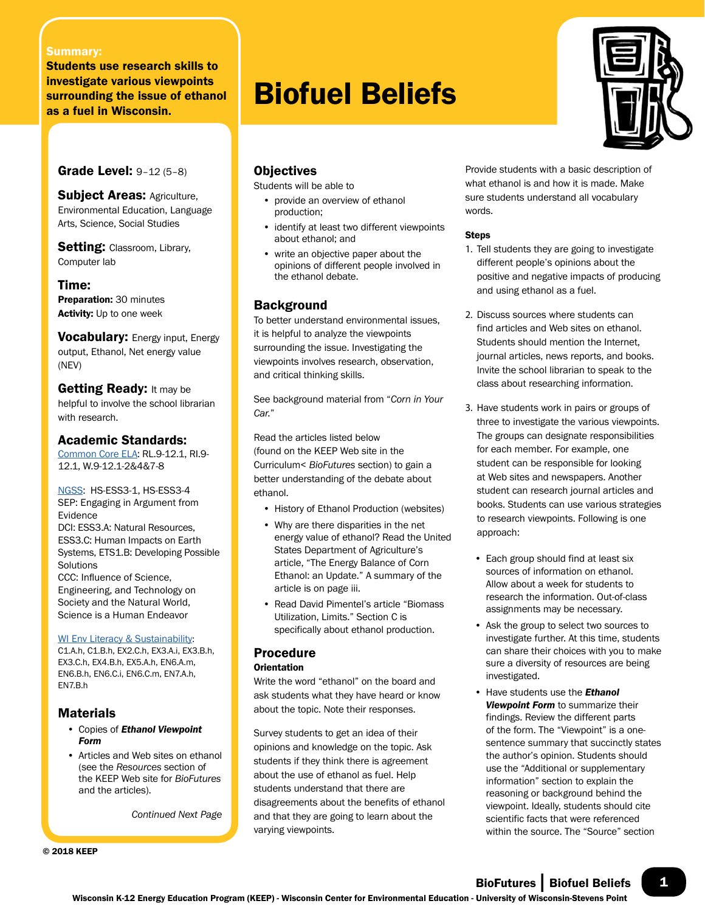# Biofuel Beliefs

**Summary:**
**Students use research skills to investigate various viewpoints surrounding the issue of ethanol as a fuel in Wisconsin.**

**Grade Level:** 9–12 (5–8)

**Subject Areas:** Agriculture, Environmental Education, Language Arts, Science, Social Studies

**Setting:** Classroom, Library, Computer lab

**Time:**
**Preparation:** 30 minutes
**Activity:** Up to one week

**Vocabulary:** Energy input, Energy output, Ethanol, Net energy value (NEV)

**Getting Ready:** It may be helpful to involve the school librarian with research.

**Academic Standards:**
Common Core ELA: RL.9-12.1, RI.9-12.1, W.9-12.1-2&4&7-8

NGSS: HS-ESS3-1, HS-ESS3-4
SEP: Engaging in Argument from Evidence
DCI: ESS3.A: Natural Resources, ESS3.C: Human Impacts on Earth Systems, ETS1.B: Developing Possible Solutions
CCC: Influence of Science, Engineering, and Technology on Society and the Natural World, Science is a Human Endeavor

WI Env Literacy & Sustainability: C1.A.h, C1.B.h, EX2.C.h, EX3.A.i, EX3.B.h, EX3.C.h, EX4.B.h, EX5.A.h, EN6.A.m, EN6.B.h, EN6.C.i, EN6.C.m, EN7.A.h, EN7.B.h

## Materials

- Copies of ***Ethanol Viewpoint Form***
- Articles and Web sites on ethanol (see the *Resources* section of the KEEP Web site for *BioFutures* and the articles).

*Continued Next Page*

© 2018 KEEP

## Objectives

Students will be able to

- provide an overview of ethanol production;
- identify at least two different viewpoints about ethanol; and
- write an objective paper about the opinions of different people involved in the ethanol debate.

## Background

To better understand environmental issues, it is helpful to analyze the viewpoints surrounding the issue. Investigating the viewpoints involves research, observation, and critical thinking skills.

See background material from "*Corn in Your Car.*"

Read the articles listed below (found on the KEEP Web site in the Curriculum< *BioFutures* section) to gain a better understanding of the debate about ethanol.

- History of Ethanol Production (websites)
- Why are there disparities in the net energy value of ethanol? Read the United States Department of Agriculture's article, "The Energy Balance of Corn Ethanol: an Update." A summary of the article is on page iii.
- Read David Pimentel's article "Biomass Utilization, Limits." Section C is specifically about ethanol production.

## Procedure

### Orientation

Write the word "ethanol" on the board and ask students what they have heard or know about the topic. Note their responses.

Survey students to get an idea of their opinions and knowledge on the topic. Ask students if they think there is agreement about the use of ethanol as fuel. Help students understand that there are disagreements about the benefits of ethanol and that they are going to learn about the varying viewpoints.

Provide students with a basic description of what ethanol is and how it is made. Make sure students understand all vocabulary words.

### Steps

1. Tell students they are going to investigate different people's opinions about the positive and negative impacts of producing and using ethanol as a fuel.

2. Discuss sources where students can find articles and Web sites on ethanol. Students should mention the Internet, journal articles, news reports, and books. Invite the school librarian to speak to the class about researching information.

3. Have students work in pairs or groups of three to investigate the various viewpoints. The groups can designate responsibilities for each member. For example, one student can be responsible for looking at Web sites and newspapers. Another student can research journal articles and books. Students can use various strategies to research viewpoints. Following is one approach:

   - Each group should find at least six sources of information on ethanol. Allow about a week for students to research the information. Out-of-class assignments may be necessary.
   - Ask the group to select two sources to investigate further. At this time, students can share their choices with you to make sure a diversity of resources are being investigated.
   - Have students use the ***Ethanol Viewpoint Form*** to summarize their findings. Review the different parts of the form. The "Viewpoint" is a one-sentence summary that succinctly states the author's opinion. Students should use the "Additional or supplementary information" section to explain the reasoning or background behind the viewpoint. Ideally, students should cite scientific facts that were referenced within the source. The "Source" section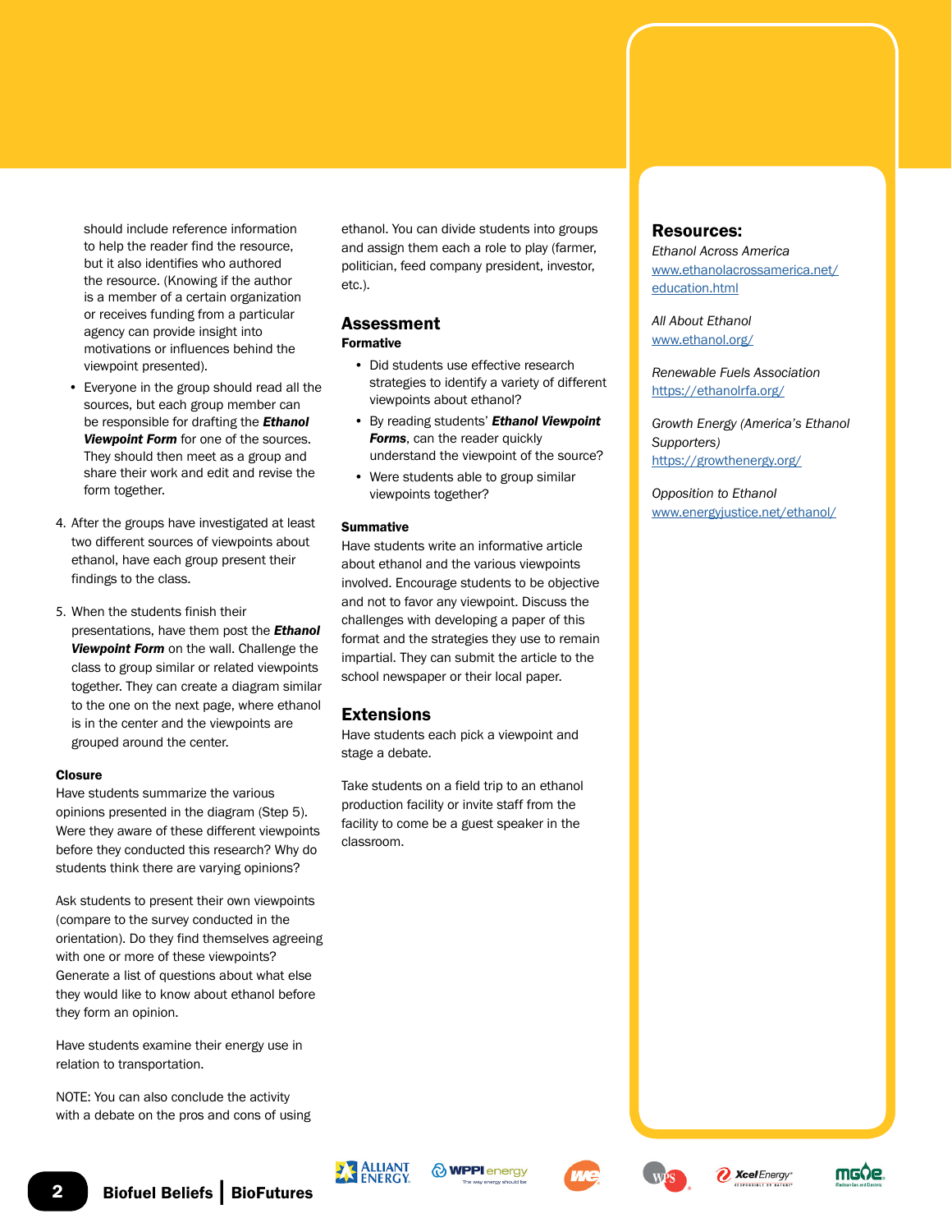should include reference information to help the reader find the resource, but it also identifies who authored the resource. (Knowing if the author is a member of a certain organization or receives funding from a particular agency can provide insight into motivations or influences behind the viewpoint presented).

- Everyone in the group should read all the sources, but each group member can be responsible for drafting the ***Ethanol Viewpoint Form*** for one of the sources. They should then meet as a group and share their work and edit and revise the form together.

4. After the groups have investigated at least two different sources of viewpoints about ethanol, have each group present their findings to the class.

5. When the students finish their presentations, have them post the ***Ethanol Viewpoint Form*** on the wall. Challenge the class to group similar or related viewpoints together. They can create a diagram similar to the one on the next page, where ethanol is in the center and the viewpoints are grouped around the center.

### Closure

Have students summarize the various opinions presented in the diagram (Step 5). Were they aware of these different viewpoints before they conducted this research? Why do students think there are varying opinions?

Ask students to present their own viewpoints (compare to the survey conducted in the orientation). Do they find themselves agreeing with one or more of these viewpoints? Generate a list of questions about what else they would like to know about ethanol before they form an opinion.

Have students examine their energy use in relation to transportation.

NOTE: You can also conclude the activity with a debate on the pros and cons of using ethanol. You can divide students into groups and assign them each a role to play (farmer, politician, feed company president, investor, etc.).

## Assessment

### Formative

- Did students use effective research strategies to identify a variety of different viewpoints about ethanol?
- By reading students' ***Ethanol Viewpoint Forms***, can the reader quickly understand the viewpoint of the source?
- Were students able to group similar viewpoints together?

### Summative

Have students write an informative article about ethanol and the various viewpoints involved. Encourage students to be objective and not to favor any viewpoint. Discuss the challenges with developing a paper of this format and the strategies they use to remain impartial. They can submit the article to the school newspaper or their local paper.

## Extensions

Have students each pick a viewpoint and stage a debate.

Take students on a field trip to an ethanol production facility or invite staff from the facility to come be a guest speaker in the classroom.

## Resources:

*Ethanol Across America*
www.ethanolacrossamerica.net/education.html

*All About Ethanol*
www.ethanol.org/

*Renewable Fuels Association*
https://ethanolrfa.org/

*Growth Energy (America's Ethanol Supporters)*
https://growthenergy.org/

*Opposition to Ethanol*
www.energyjustice.net/ethanol/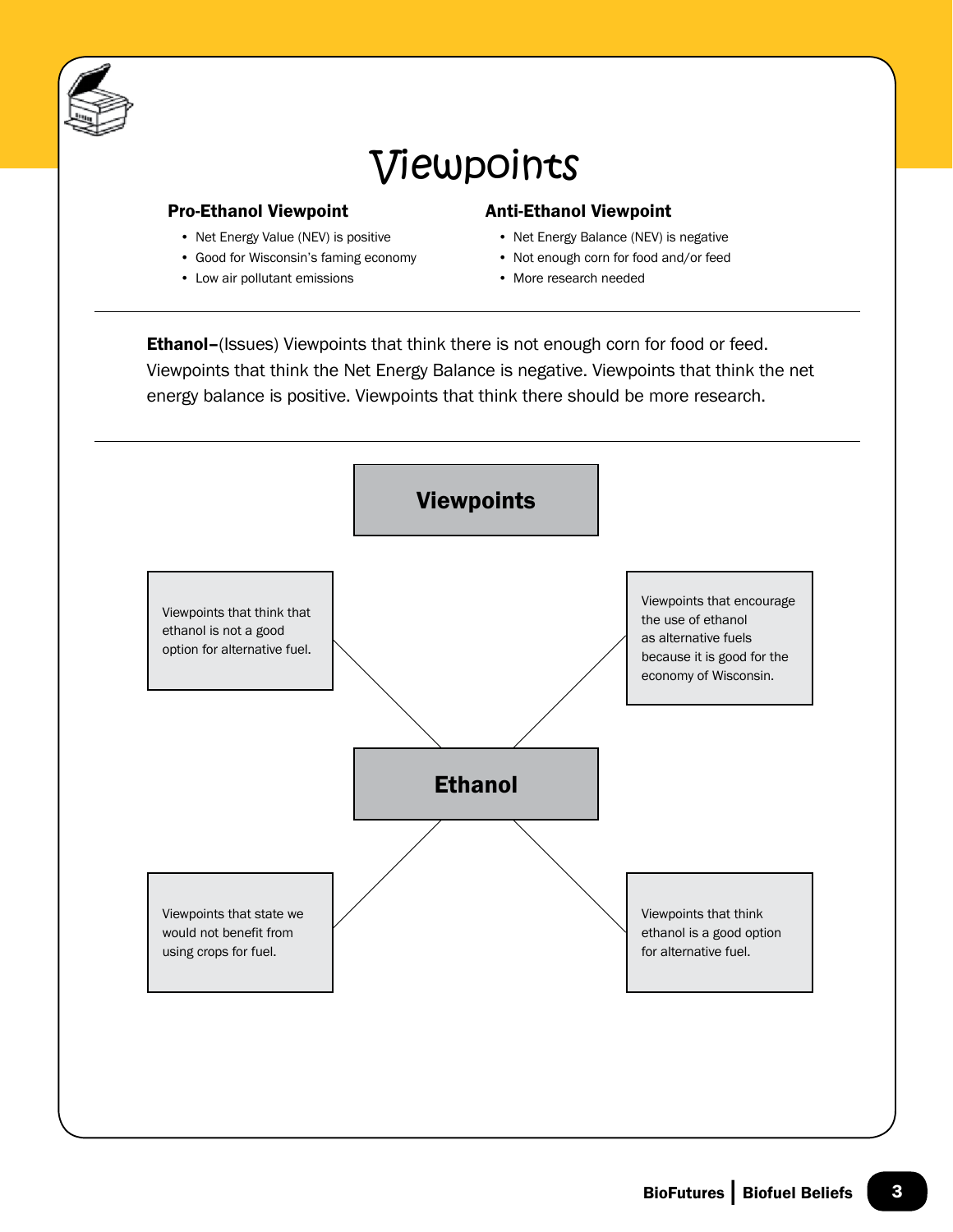# Viewpoints

**Pro-Ethanol Viewpoint**

- Net Energy Value (NEV) is positive
- Good for Wisconsin's faming economy
- Low air pollutant emissions

**Anti-Ethanol Viewpoint**

- Net Energy Balance (NEV) is negative
- Not enough corn for food and/or feed
- More research needed

---

**Ethanol–**(Issues) Viewpoints that think there is not enough corn for food or feed. Viewpoints that think the Net Energy Balance is negative. Viewpoints that think the net energy balance is positive. Viewpoints that think there should be more research.

---

**Viewpoints**

Viewpoints that think that ethanol is not a good option for alternative fuel.

Viewpoints that encourage the use of ethanol as alternative fuels because it is good for the economy of Wisconsin.

**Ethanol**

Viewpoints that state we would not benefit from using crops for fuel.

Viewpoints that think ethanol is a good option for alternative fuel.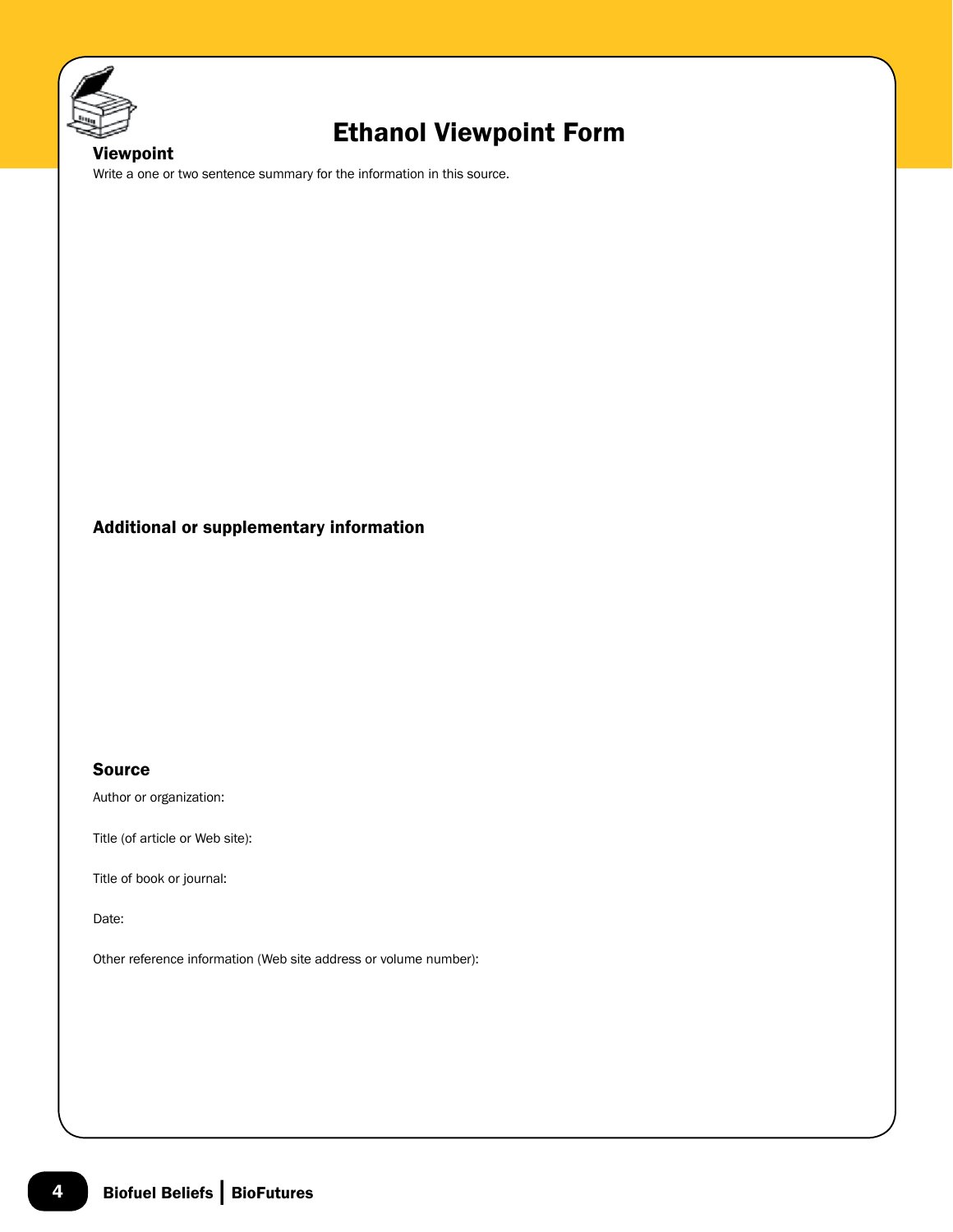# Ethanol Viewpoint Form

**Viewpoint**

Write a one or two sentence summary for the information in this source.

**Additional or supplementary information**

**Source**

Author or organization:

Title (of article or Web site):

Title of book or journal:

Date:

Other reference information (Web site address or volume number):